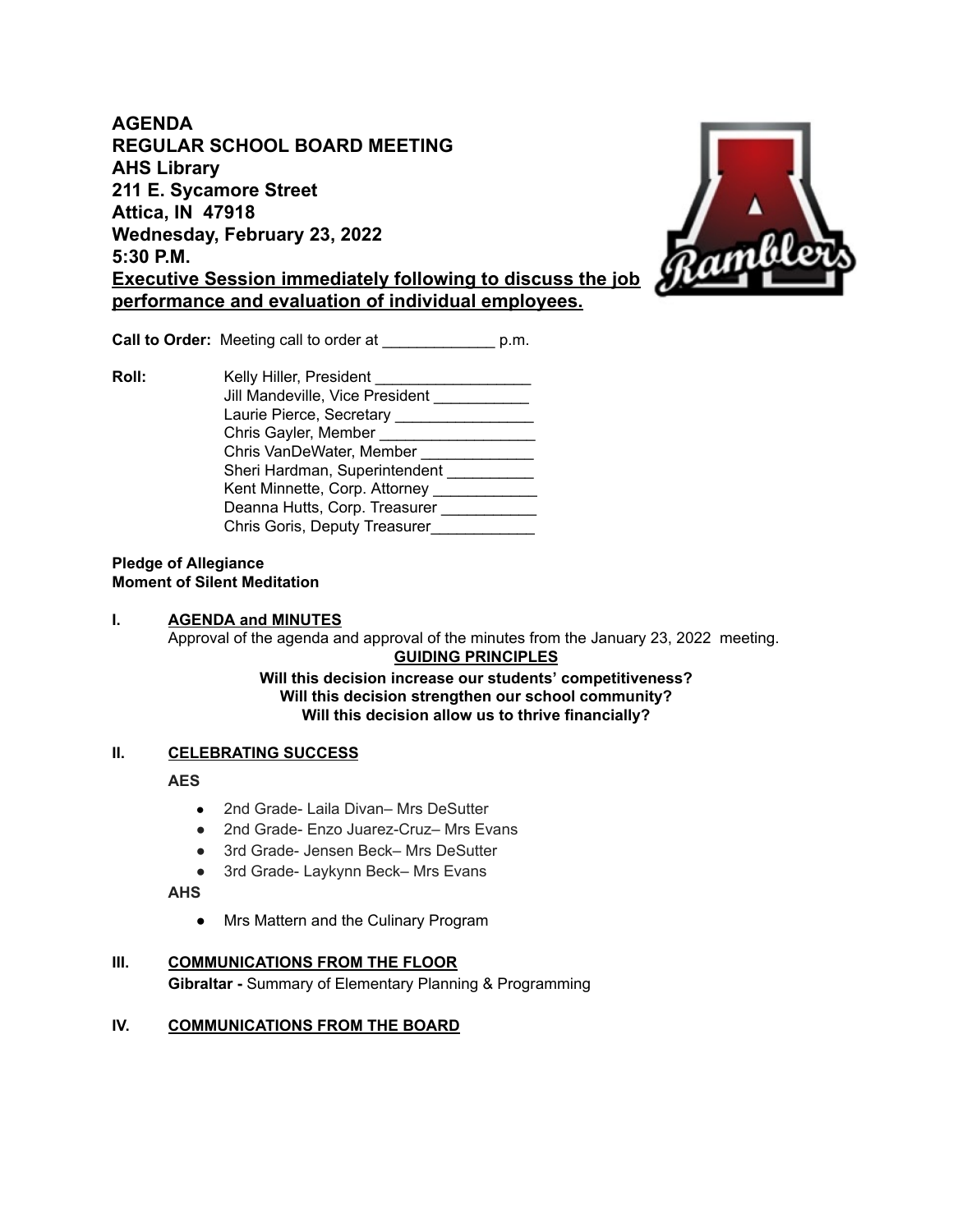**AGENDA**
**REGULAR SCHOOL BOARD MEETING**
**AHS Library**
**211 E. Sycamore Street**
**Attica, IN 47918**
**Wednesday, February 23, 2022**
**5:30 P.M.**
**Executive Session immediately following to discuss the job performance and evaluation of individual employees.**

**Call to Order:** Meeting call to order at _____________ p.m.

**Roll:**
Kelly Hiller, President __________________
Jill Mandeville, Vice President ___________
Laurie Pierce, Secretary ________________
Chris Gayler, Member __________________
Chris VanDeWater, Member _____________
Sheri Hardman, Superintendent __________
Kent Minnette, Corp. Attorney ____________
Deanna Hutts, Corp. Treasurer ___________
Chris Goris, Deputy Treasurer____________

**Pledge of Allegiance**
**Moment of Silent Meditation**

**I. AGENDA and MINUTES**

Approval of the agenda and approval of the minutes from the January 23, 2022 meeting.

**GUIDING PRINCIPLES**

**Will this decision increase our students' competitiveness?**
**Will this decision strengthen our school community?**
**Will this decision allow us to thrive financially?**

**II. CELEBRATING SUCCESS**

**AES**

- 2nd Grade- Laila Divan– Mrs DeSutter
- 2nd Grade- Enzo Juarez-Cruz– Mrs Evans
- 3rd Grade- Jensen Beck– Mrs DeSutter
- 3rd Grade- Laykynn Beck– Mrs Evans

**AHS**

- Mrs Mattern and the Culinary Program

**III. COMMUNICATIONS FROM THE FLOOR**

**Gibraltar -** Summary of Elementary Planning & Programming

**IV. COMMUNICATIONS FROM THE BOARD**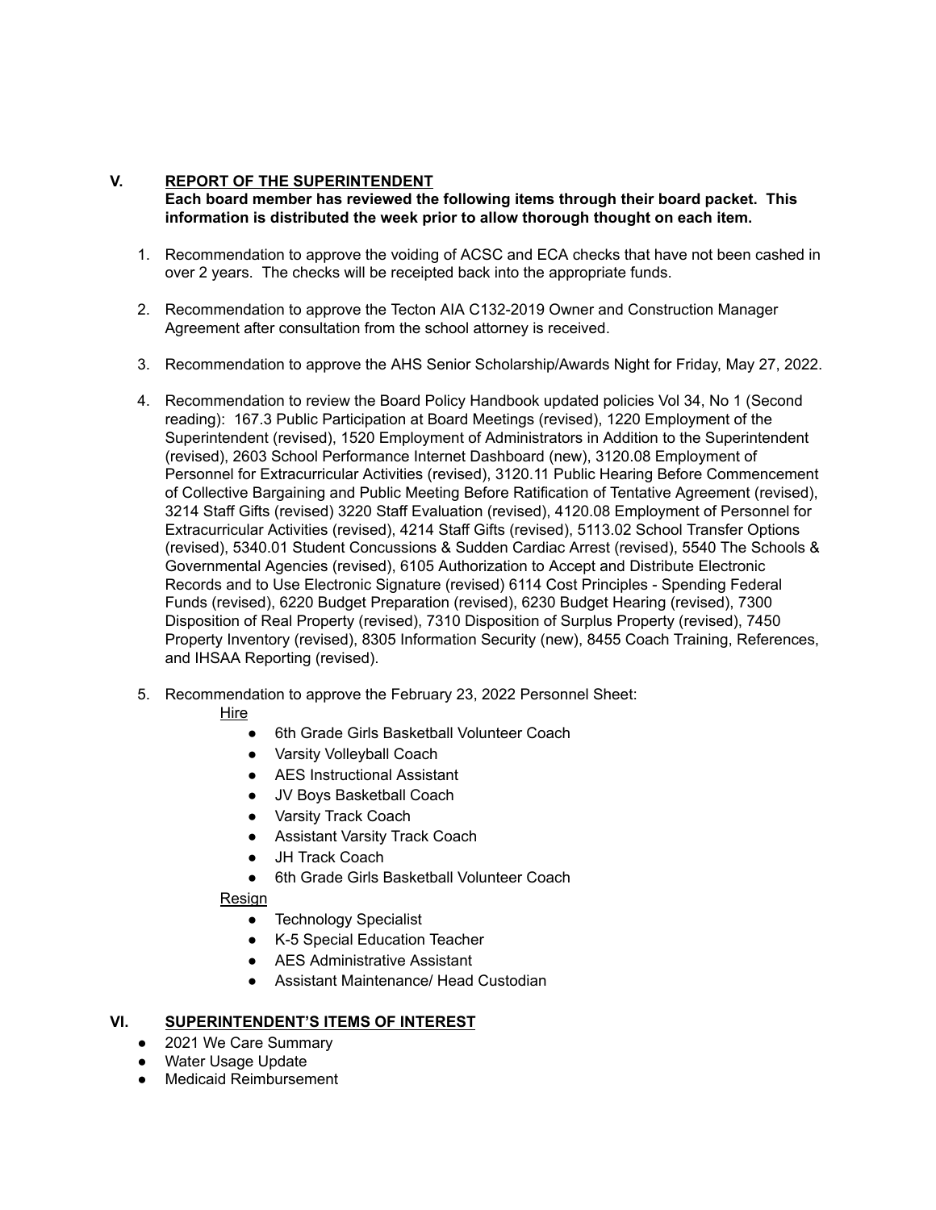## V. REPORT OF THE SUPERINTENDENT

**Each board member has reviewed the following items through their board packet. This information is distributed the week prior to allow thorough thought on each item.**

1. Recommendation to approve the voiding of ACSC and ECA checks that have not been cashed in over 2 years. The checks will be receipted back into the appropriate funds.

2. Recommendation to approve the Tecton AIA C132-2019 Owner and Construction Manager Agreement after consultation from the school attorney is received.

3. Recommendation to approve the AHS Senior Scholarship/Awards Night for Friday, May 27, 2022.

4. Recommendation to review the Board Policy Handbook updated policies Vol 34, No 1 (Second reading): 167.3 Public Participation at Board Meetings (revised), 1220 Employment of the Superintendent (revised), 1520 Employment of Administrators in Addition to the Superintendent (revised), 2603 School Performance Internet Dashboard (new), 3120.08 Employment of Personnel for Extracurricular Activities (revised), 3120.11 Public Hearing Before Commencement of Collective Bargaining and Public Meeting Before Ratification of Tentative Agreement (revised), 3214 Staff Gifts (revised) 3220 Staff Evaluation (revised), 4120.08 Employment of Personnel for Extracurricular Activities (revised), 4214 Staff Gifts (revised), 5113.02 School Transfer Options (revised), 5340.01 Student Concussions & Sudden Cardiac Arrest (revised), 5540 The Schools & Governmental Agencies (revised), 6105 Authorization to Accept and Distribute Electronic Records and to Use Electronic Signature (revised) 6114 Cost Principles - Spending Federal Funds (revised), 6220 Budget Preparation (revised), 6230 Budget Hearing (revised), 7300 Disposition of Real Property (revised), 7310 Disposition of Surplus Property (revised), 7450 Property Inventory (revised), 8305 Information Security (new), 8455 Coach Training, References, and IHSAA Reporting (revised).

5. Recommendation to approve the February 23, 2022 Personnel Sheet:

   Hire
   - 6th Grade Girls Basketball Volunteer Coach
   - Varsity Volleyball Coach
   - AES Instructional Assistant
   - JV Boys Basketball Coach
   - Varsity Track Coach
   - Assistant Varsity Track Coach
   - JH Track Coach
   - 6th Grade Girls Basketball Volunteer Coach

   Resign
   - Technology Specialist
   - K-5 Special Education Teacher
   - AES Administrative Assistant
   - Assistant Maintenance/ Head Custodian

## VI. SUPERINTENDENT'S ITEMS OF INTEREST

- 2021 We Care Summary
- Water Usage Update
- Medicaid Reimbursement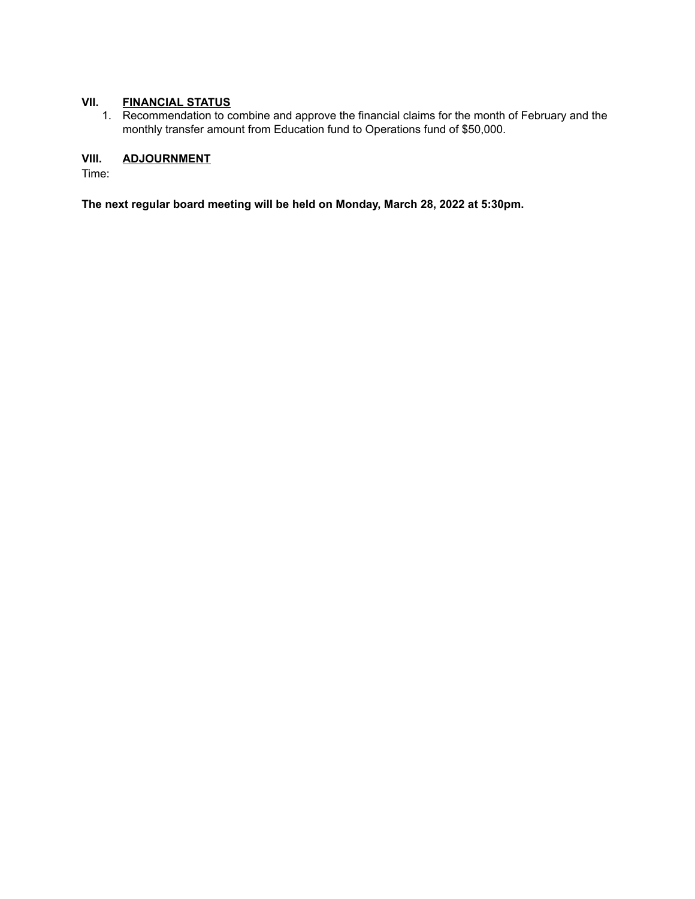## VII. FINANCIAL STATUS

1. Recommendation to combine and approve the financial claims for the month of February and the monthly transfer amount from Education fund to Operations fund of $50,000.

## VIII. ADJOURNMENT

Time:

**The next regular board meeting will be held on Monday, March 28, 2022 at 5:30pm.**